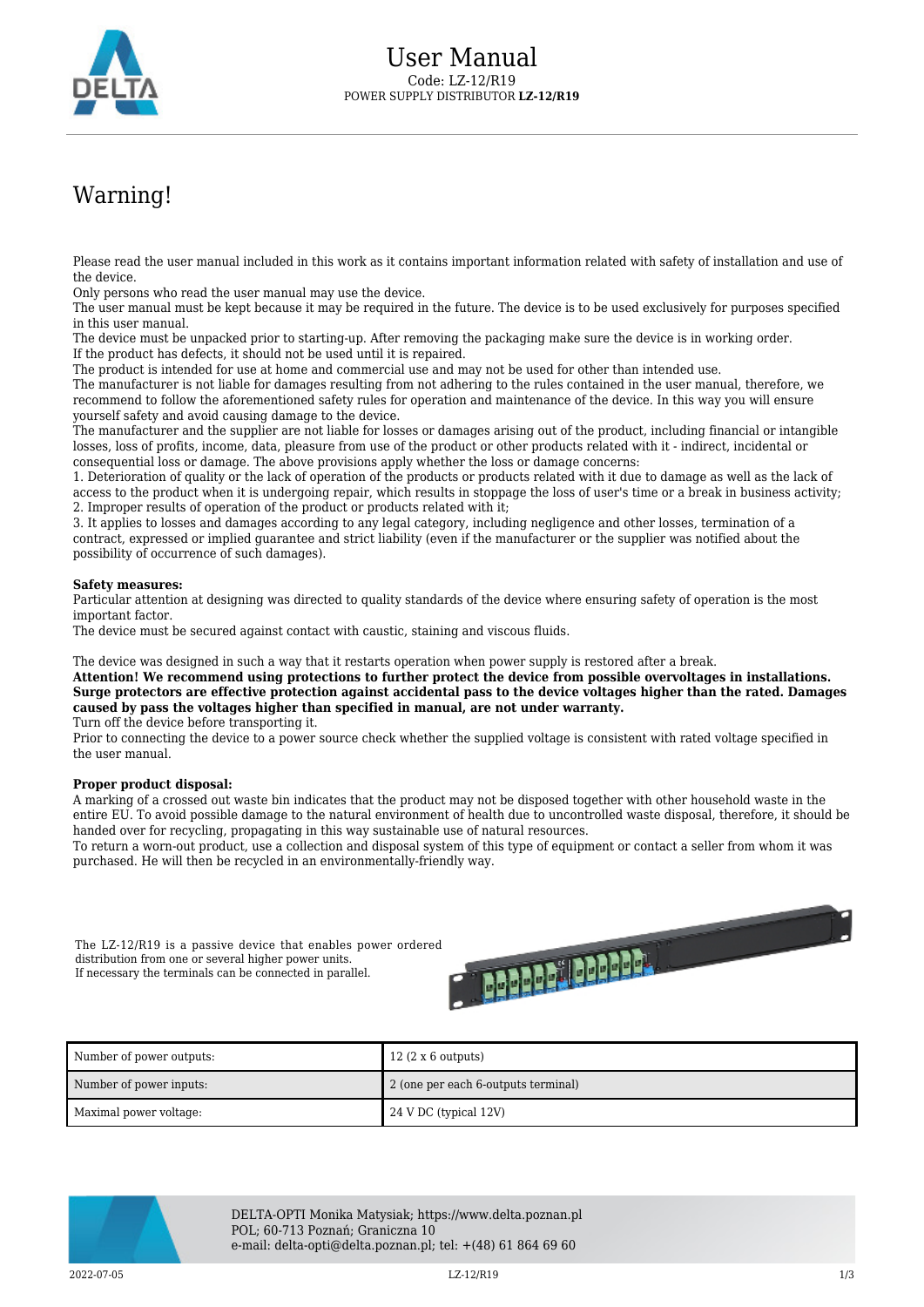# User Manual

Code: LZ-12/R19

POWER SUPPLY DISTRIBUTOR **LZ-12/R19**

## Warning!

Please read the user manual included in this work as it contains important information related with safety of installation and use of the device.
Only persons who read the user manual may use the device.
The user manual must be kept because it may be required in the future. The device is to be used exclusively for purposes specified in this user manual.
The device must be unpacked prior to starting-up. After removing the packaging make sure the device is in working order.
If the product has defects, it should not be used until it is repaired.
The product is intended for use at home and commercial use and may not be used for other than intended use.
The manufacturer is not liable for damages resulting from not adhering to the rules contained in the user manual, therefore, we recommend to follow the aforementioned safety rules for operation and maintenance of the device. In this way you will ensure yourself safety and avoid causing damage to the device.
The manufacturer and the supplier are not liable for losses or damages arising out of the product, including financial or intangible losses, loss of profits, income, data, pleasure from use of the product or other products related with it - indirect, incidental or consequential loss or damage. The above provisions apply whether the loss or damage concerns:
1. Deterioration of quality or the lack of operation of the products or products related with it due to damage as well as the lack of access to the product when it is undergoing repair, which results in stoppage the loss of user's time or a break in business activity;
2. Improper results of operation of the product or products related with it;
3. It applies to losses and damages according to any legal category, including negligence and other losses, termination of a contract, expressed or implied guarantee and strict liability (even if the manufacturer or the supplier was notified about the possibility of occurrence of such damages).

**Safety measures:**
Particular attention at designing was directed to quality standards of the device where ensuring safety of operation is the most important factor.
The device must be secured against contact with caustic, staining and viscous fluids.

The device was designed in such a way that it restarts operation when power supply is restored after a break.
**Attention! We recommend using protections to further protect the device from possible overvoltages in installations. Surge protectors are effective protection against accidental pass to the device voltages higher than the rated. Damages caused by pass the voltages higher than specified in manual, are not under warranty.**
Turn off the device before transporting it.
Prior to connecting the device to a power source check whether the supplied voltage is consistent with rated voltage specified in the user manual.

**Proper product disposal:**
A marking of a crossed out waste bin indicates that the product may not be disposed together with other household waste in the entire EU. To avoid possible damage to the natural environment of health due to uncontrolled waste disposal, therefore, it should be handed over for recycling, propagating in this way sustainable use of natural resources.
To return a worn-out product, use a collection and disposal system of this type of equipment or contact a seller from whom it was purchased. He will then be recycled in an environmentally-friendly way.

The LZ-12/R19 is a passive device that enables power ordered distribution from one or several higher power units.
If necessary the terminals can be connected in parallel.

| | |
|---|---|
| Number of power outputs: | 12 (2 x 6 outputs) |
| Number of power inputs: | 2 (one per each 6-outputs terminal) |
| Maximal power voltage: | 24 V DC (typical 12V) |

DELTA-OPTI Monika Matysiak; https://www.delta.poznan.pl
POL; 60-713 Poznań; Graniczna 10
e-mail: delta-opti@delta.poznan.pl; tel: +(48) 61 864 69 60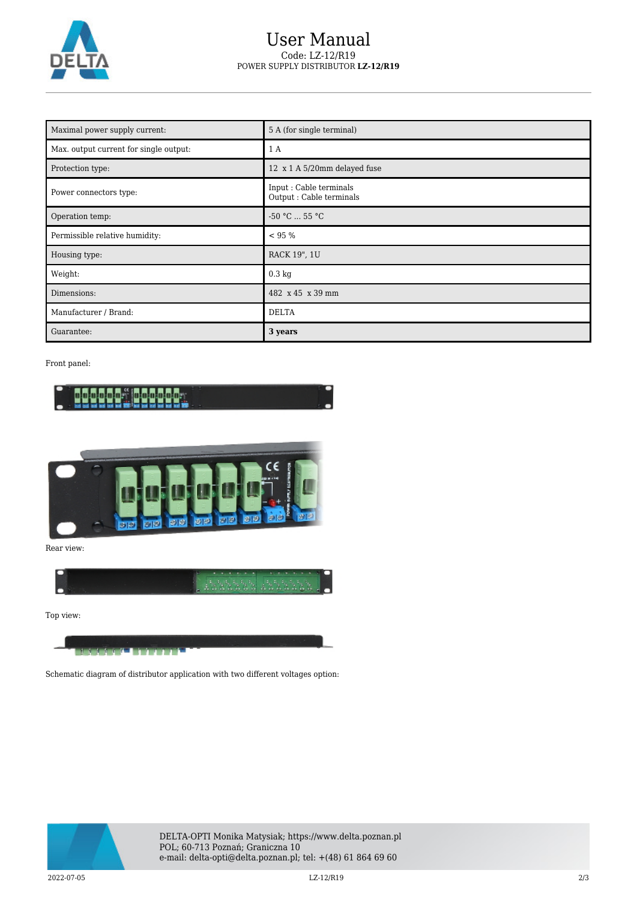| | |
|---|---|
| Maximal power supply current: | 5 A (for single terminal) |
| Max. output current for single output: | 1 A |
| Protection type: | 12 x 1 A 5/20mm delayed fuse |
| Power connectors type: | Input : Cable terminals<br>Output : Cable terminals |
| Operation temp: | -50 °C ... 55 °C |
| Permissible relative humidity: | < 95 % |
| Housing type: | RACK 19", 1U |
| Weight: | 0.3 kg |
| Dimensions: | 482 x 45 x 39 mm |
| Manufacturer / Brand: | DELTA |
| Guarantee: | **3 years** |

Front panel:

Rear view:

Top view:

Schematic diagram of distributor application with two different voltages option: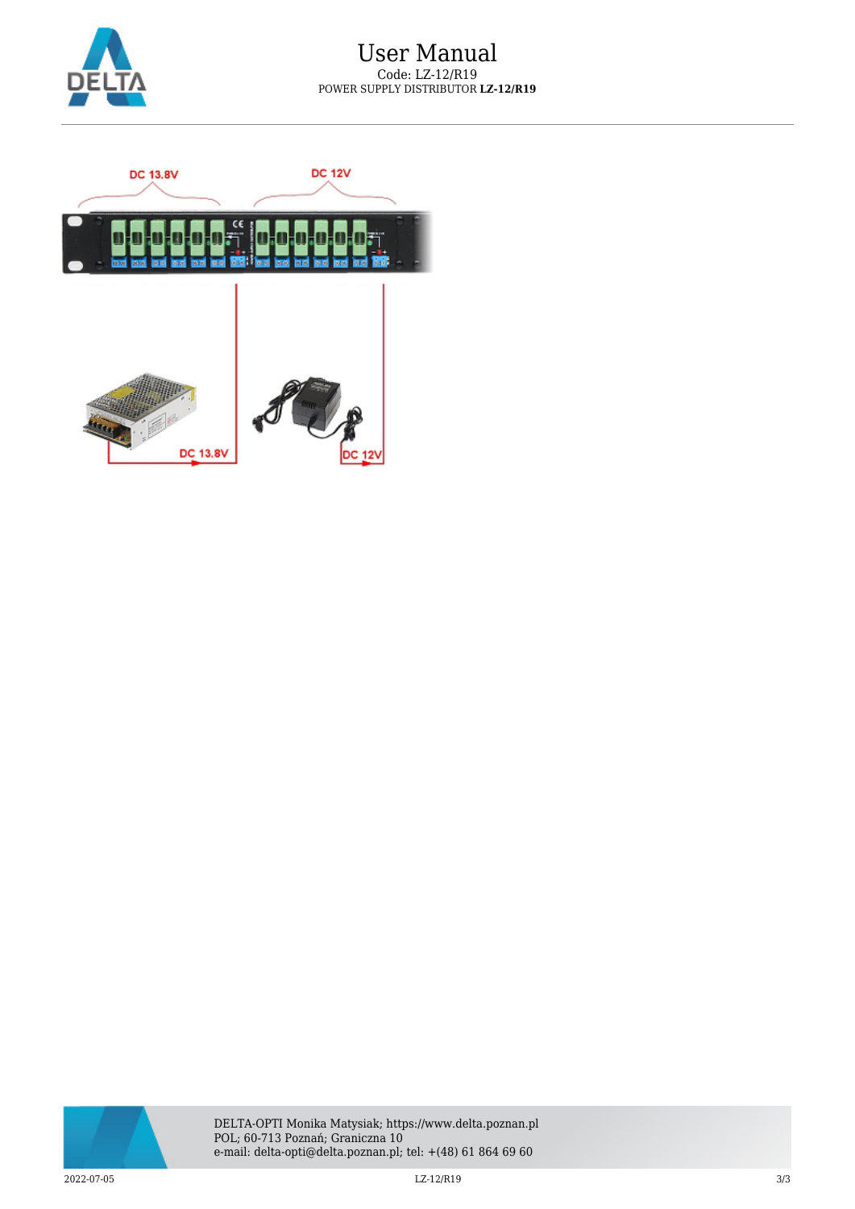DC 13.8V

DC 12V

DC 13.8V

DC 12V